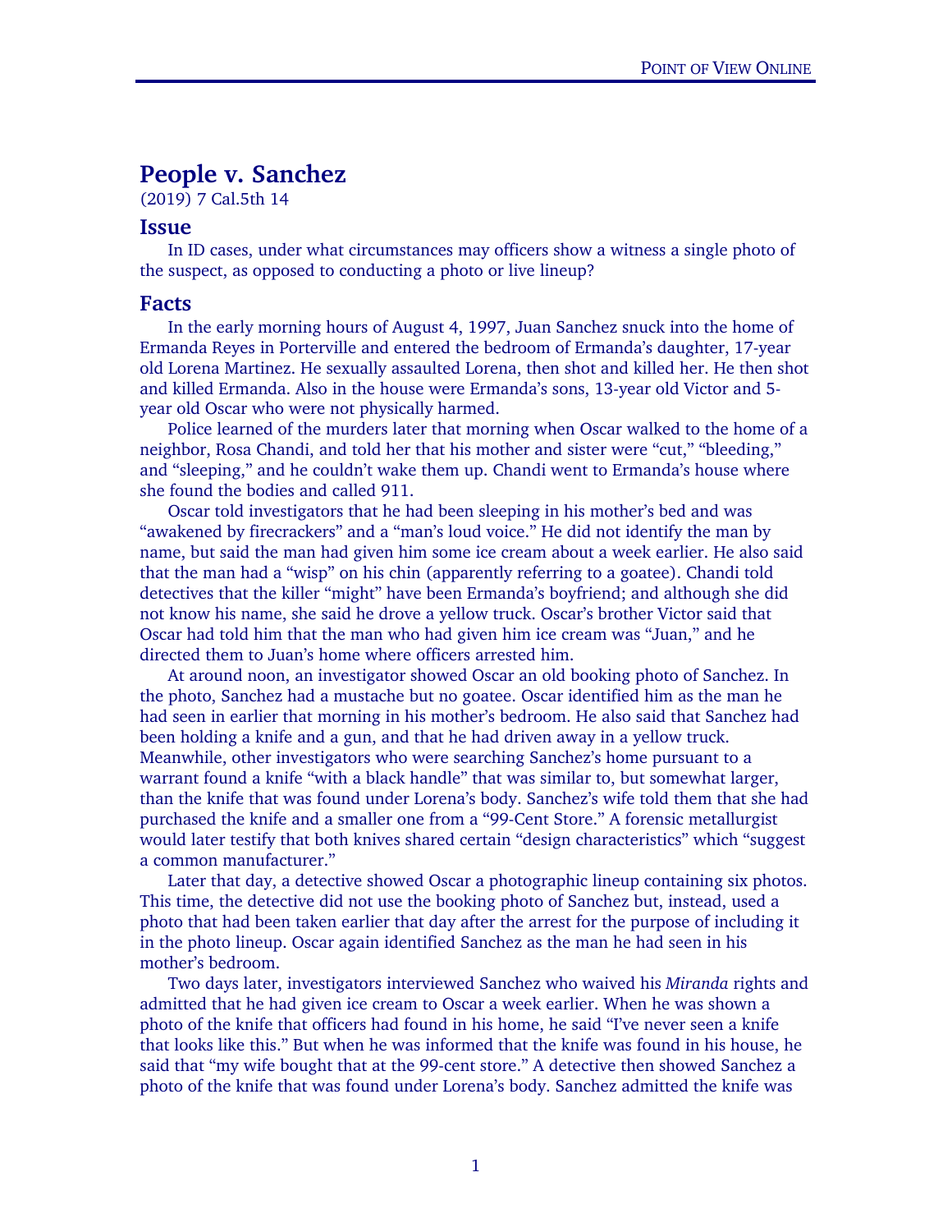# People v. Sanchez

(2019) 7 Cal.5th 14

## Issue

In ID cases, under what circumstances may officers show a witness a single photo of the suspect, as opposed to conducting a photo or live lineup?

## Facts

In the early morning hours of August 4, 1997, Juan Sanchez snuck into the home of Ermanda Reyes in Porterville and entered the bedroom of Ermanda's daughter, 17-year old Lorena Martinez. He sexually assaulted Lorena, then shot and killed her. He then shot and killed Ermanda. Also in the house were Ermanda's sons, 13-year old Victor and 5-year old Oscar who were not physically harmed.

Police learned of the murders later that morning when Oscar walked to the home of a neighbor, Rosa Chandi, and told her that his mother and sister were "cut," "bleeding," and "sleeping," and he couldn't wake them up. Chandi went to Ermanda's house where she found the bodies and called 911.

Oscar told investigators that he had been sleeping in his mother's bed and was "awakened by firecrackers" and a "man's loud voice." He did not identify the man by name, but said the man had given him some ice cream about a week earlier. He also said that the man had a "wisp" on his chin (apparently referring to a goatee). Chandi told detectives that the killer "might" have been Ermanda's boyfriend; and although she did not know his name, she said he drove a yellow truck. Oscar's brother Victor said that Oscar had told him that the man who had given him ice cream was "Juan," and he directed them to Juan's home where officers arrested him.

At around noon, an investigator showed Oscar an old booking photo of Sanchez. In the photo, Sanchez had a mustache but no goatee. Oscar identified him as the man he had seen in earlier that morning in his mother's bedroom. He also said that Sanchez had been holding a knife and a gun, and that he had driven away in a yellow truck. Meanwhile, other investigators who were searching Sanchez's home pursuant to a warrant found a knife "with a black handle" that was similar to, but somewhat larger, than the knife that was found under Lorena's body. Sanchez's wife told them that she had purchased the knife and a smaller one from a "99-Cent Store." A forensic metallurgist would later testify that both knives shared certain "design characteristics" which "suggest a common manufacturer."

Later that day, a detective showed Oscar a photographic lineup containing six photos. This time, the detective did not use the booking photo of Sanchez but, instead, used a photo that had been taken earlier that day after the arrest for the purpose of including it in the photo lineup. Oscar again identified Sanchez as the man he had seen in his mother's bedroom.

Two days later, investigators interviewed Sanchez who waived his *Miranda* rights and admitted that he had given ice cream to Oscar a week earlier. When he was shown a photo of the knife that officers had found in his home, he said "I've never seen a knife that looks like this." But when he was informed that the knife was found in his house, he said that "my wife bought that at the 99-cent store." A detective then showed Sanchez a photo of the knife that was found under Lorena's body. Sanchez admitted the knife was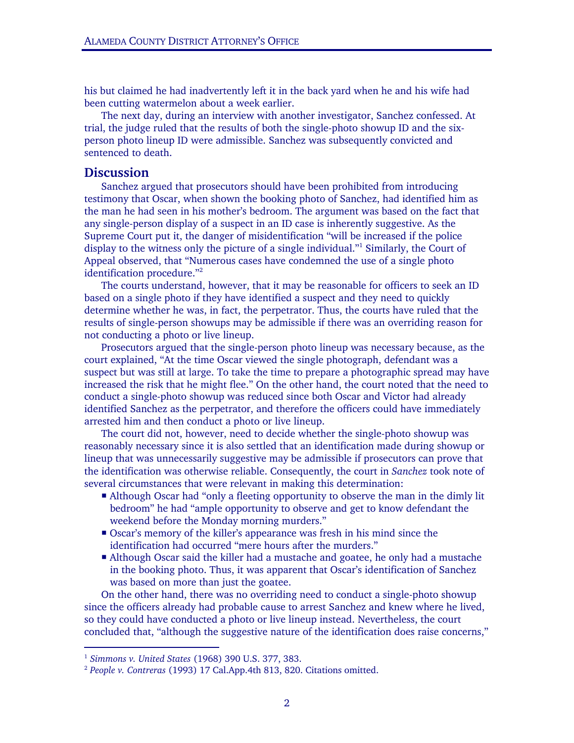his but claimed he had inadvertently left it in the back yard when he and his wife had been cutting watermelon about a week earlier.

The next day, during an interview with another investigator, Sanchez confessed. At trial, the judge ruled that the results of both the single-photo showup ID and the six-person photo lineup ID were admissible. Sanchez was subsequently convicted and sentenced to death.

## Discussion

Sanchez argued that prosecutors should have been prohibited from introducing testimony that Oscar, when shown the booking photo of Sanchez, had identified him as the man he had seen in his mother's bedroom. The argument was based on the fact that any single-person display of a suspect in an ID case is inherently suggestive. As the Supreme Court put it, the danger of misidentification "will be increased if the police display to the witness only the picture of a single individual."[1] Similarly, the Court of Appeal observed, that "Numerous cases have condemned the use of a single photo identification procedure."[2]

The courts understand, however, that it may be reasonable for officers to seek an ID based on a single photo if they have identified a suspect and they need to quickly determine whether he was, in fact, the perpetrator. Thus, the courts have ruled that the results of single-person showups may be admissible if there was an overriding reason for not conducting a photo or live lineup.

Prosecutors argued that the single-person photo lineup was necessary because, as the court explained, "At the time Oscar viewed the single photograph, defendant was a suspect but was still at large. To take the time to prepare a photographic spread may have increased the risk that he might flee." On the other hand, the court noted that the need to conduct a single-photo showup was reduced since both Oscar and Victor had already identified Sanchez as the perpetrator, and therefore the officers could have immediately arrested him and then conduct a photo or live lineup.

The court did not, however, need to decide whether the single-photo showup was reasonably necessary since it is also settled that an identification made during showup or lineup that was unnecessarily suggestive may be admissible if prosecutors can prove that the identification was otherwise reliable. Consequently, the court in *Sanchez* took note of several circumstances that were relevant in making this determination:

- Although Oscar had "only a fleeting opportunity to observe the man in the dimly lit bedroom" he had "ample opportunity to observe and get to know defendant the weekend before the Monday morning murders."
- Oscar's memory of the killer's appearance was fresh in his mind since the identification had occurred "mere hours after the murders."
- Although Oscar said the killer had a mustache and goatee, he only had a mustache in the booking photo. Thus, it was apparent that Oscar's identification of Sanchez was based on more than just the goatee.

On the other hand, there was no overriding need to conduct a single-photo showup since the officers already had probable cause to arrest Sanchez and knew where he lived, so they could have conducted a photo or live lineup instead. Nevertheless, the court concluded that, "although the suggestive nature of the identification does raise concerns,"

---

[1] *Simmons v. United States* (1968) 390 U.S. 377, 383.

[2] *People v. Contreras* (1993) 17 Cal.App.4th 813, 820. Citations omitted.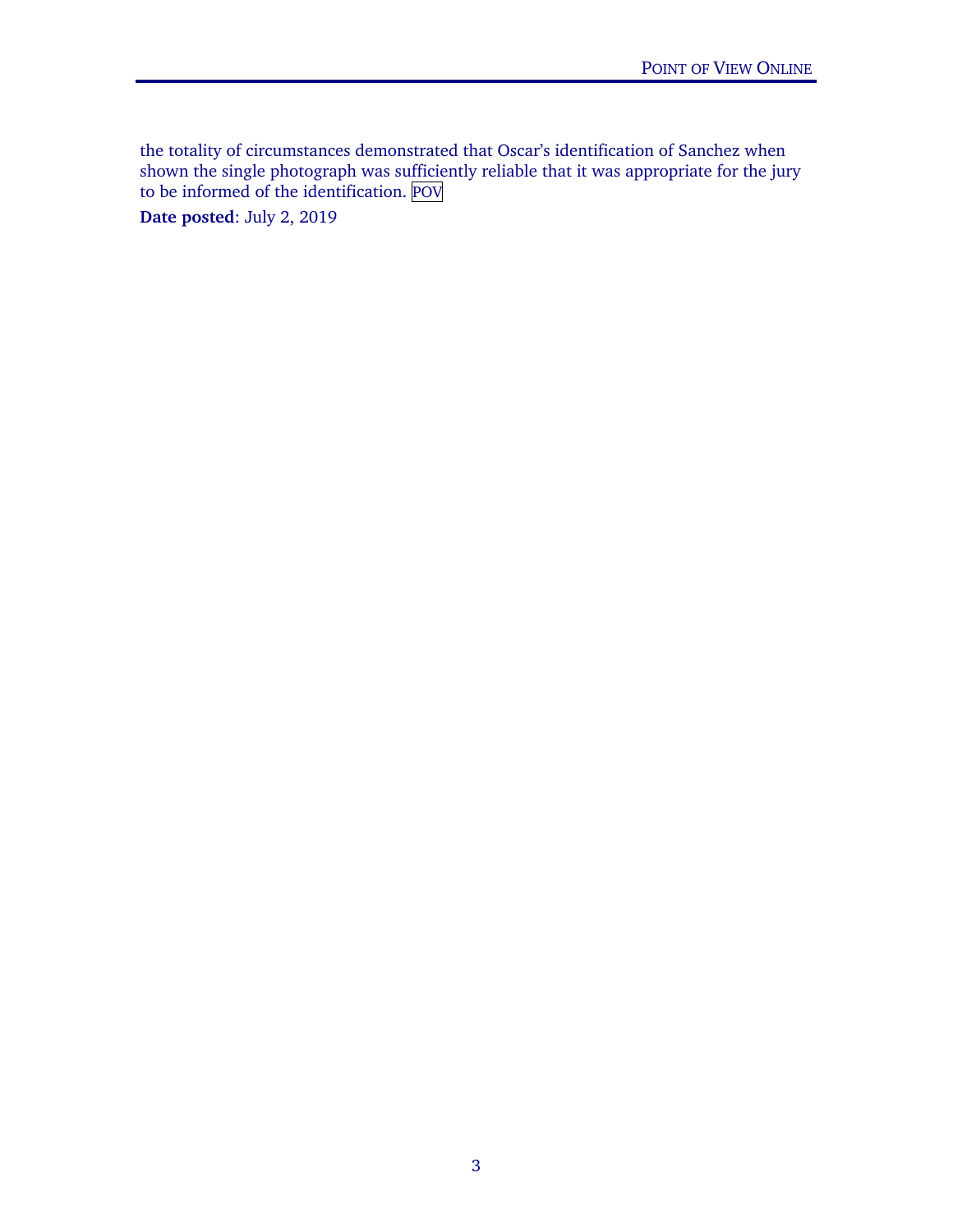the totality of circumstances demonstrated that Oscar's identification of Sanchez when shown the single photograph was sufficiently reliable that it was appropriate for the jury to be informed of the identification. POV

**Date posted**: July 2, 2019